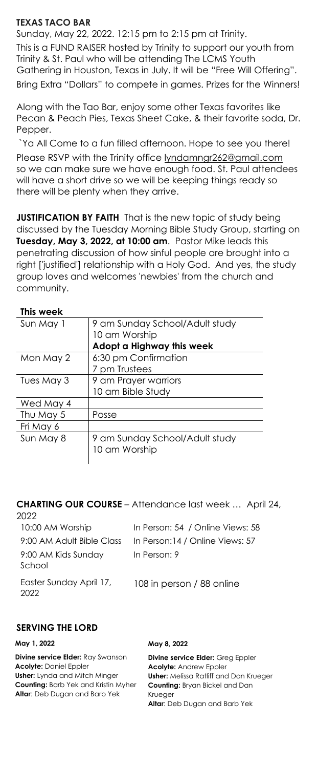## TEXAS TACO BAR

Sunday, May 22, 2022. 12:15 pm to 2:15 pm at Trinity.

This is a FUND RAISER hosted by Trinity to support our youth from Trinity & St. Paul who will be attending The LCMS Youth Gathering in Houston, Texas in July. It will be "Free Will Offering". Bring Extra "Dollars" to compete in games. Prizes for the Winners!

Along with the Tao Bar, enjoy some other Texas favorites like Pecan & Peach Pies, Texas Sheet Cake, & their favorite soda, Dr. Pepper.

`Ya All Come to a fun filled afternoon. Hope to see you there!

Please RSVP with the Trinity office lyndamngr262@gmail.com so we can make sure we have enough food. St. Paul attendees will have a short drive so we will be keeping things ready so there will be plenty when they arrive.

**JUSTIFICATION BY FAITH** That is the new topic of study being discussed by the Tuesday Morning Bible Study Group, starting on **Tuesday, May 3, 2022, at 10:00 am**. Pastor Mike leads this penetrating discussion of how sinful people are brought into a right ['justified'] relationship with a Holy God. And yes, the study group loves and welcomes 'newbies' from the church and community.

**This week**

| | |
|---|---|
| Sun May 1 | 9 am Sunday School/Adult study<br>10 am Worship<br>**Adopt a Highway this week** |
| Mon May 2 | 6:30 pm Confirmation<br>7 pm Trustees |
| Tues May 3 | 9 am Prayer warriors<br>10 am Bible Study |
| Wed May 4 | |
| Thu May 5 | Posse |
| Fri May 6 | |
| Sun May 8 | 9 am Sunday School/Adult study<br>10 am Worship |

**CHARTING OUR COURSE** – Attendance last week … April 24, 2022

| | |
|---|---|
| 10:00 AM Worship | In Person: 54 / Online Views: 58 |
| 9:00 AM Adult Bible Class | In Person:14 / Online Views: 57 |
| 9:00 AM Kids Sunday School | In Person: 9 |
| Easter Sunday April 17, 2022 | 108 in person / 88 online |

## SERVING THE LORD

**May 1, 2022**

**Divine service Elder:** Ray Swanson
**Acolyte:** Daniel Eppler
**Usher:** Lynda and Mitch Minger
**Counting:** Barb Yek and Kristin Myher
**Altar**: Deb Dugan and Barb Yek

**May 8, 2022**

**Divine service Elder:** Greg Eppler
**Acolyte:** Andrew Eppler
**Usher:** Melissa Ratliff and Dan Krueger
**Counting:** Bryan Bickel and Dan Krueger
**Altar**: Deb Dugan and Barb Yek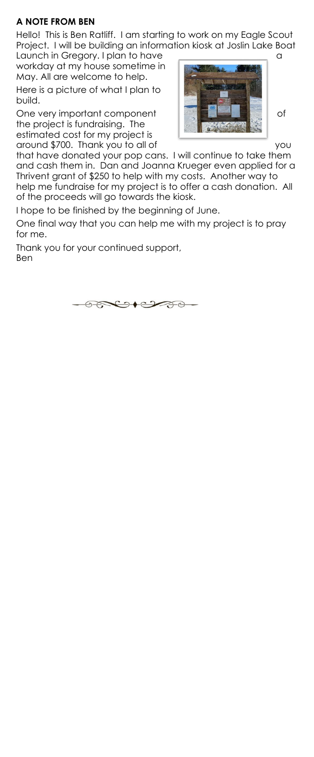**A NOTE FROM BEN**

Hello! This is Ben Ratliff. I am starting to work on my Eagle Scout Project. I will be building an information kiosk at Joslin Lake Boat Launch in Gregory. I plan to have a workday at my house sometime in May. All are welcome to help.

Here is a picture of what I plan to build.

One very important component of the project is fundraising. The estimated cost for my project is around $700. Thank you to all of you that have donated your pop cans. I will continue to take them and cash them in. Dan and Joanna Krueger even applied for a Thrivent grant of $250 to help with my costs. Another way to help me fundraise for my project is to offer a cash donation. All of the proceeds will go towards the kiosk.

I hope to be finished by the beginning of June.

One final way that you can help me with my project is to pray for me.

Thank you for your continued support,
Ben